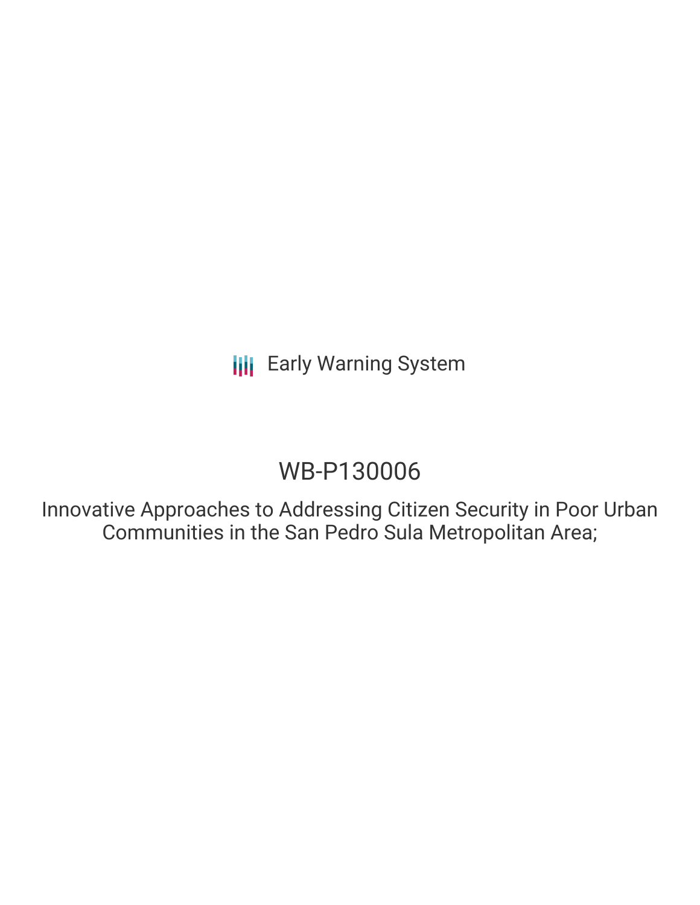Early Warning System

# WB-P130006

Innovative Approaches to Addressing Citizen Security in Poor Urban Communities in the San Pedro Sula Metropolitan Area;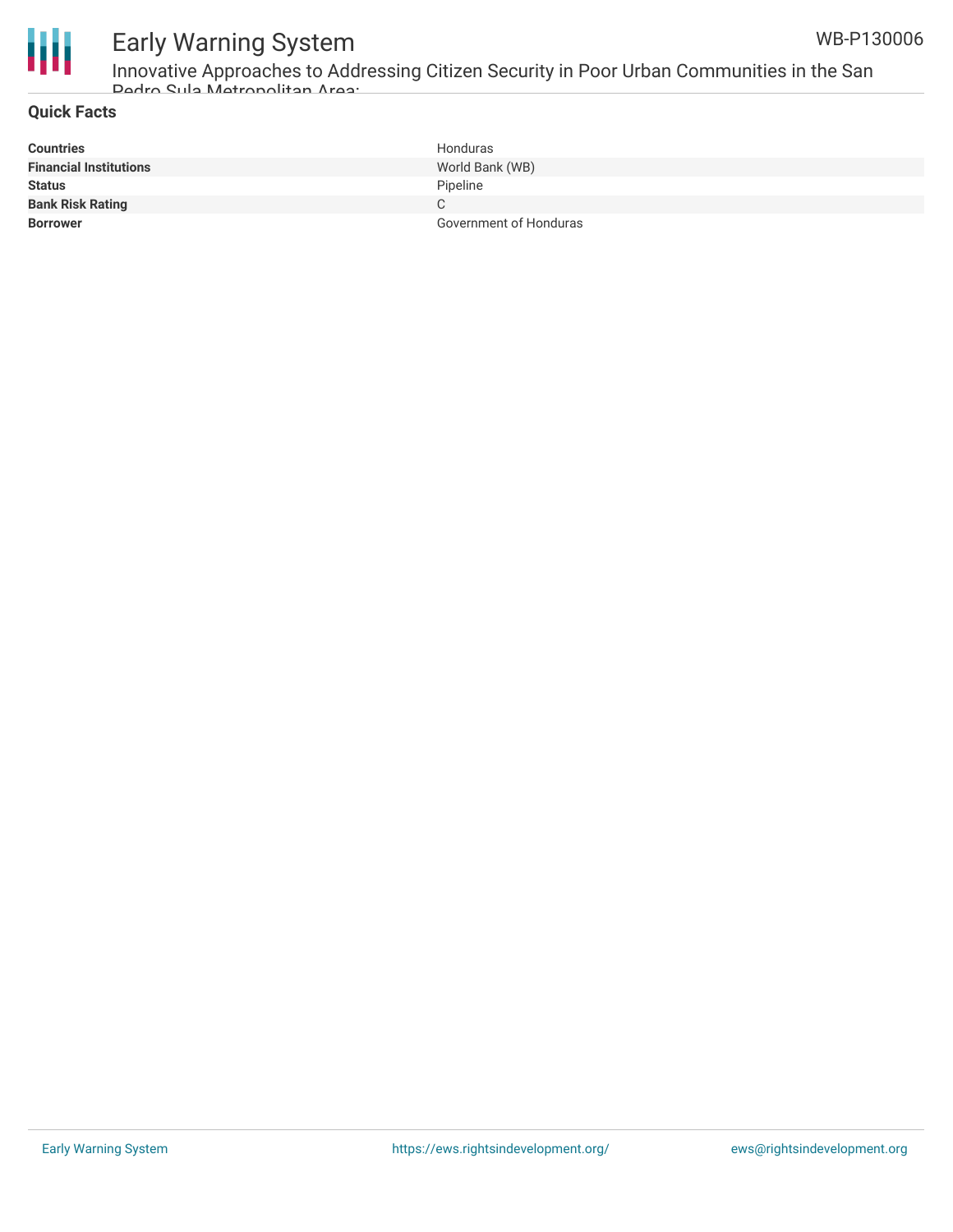## Quick Facts

| | |
|---|---|
| **Countries** | Honduras |
| **Financial Institutions** | World Bank (WB) |
| **Status** | Pipeline |
| **Bank Risk Rating** | C |
| **Borrower** | Government of Honduras |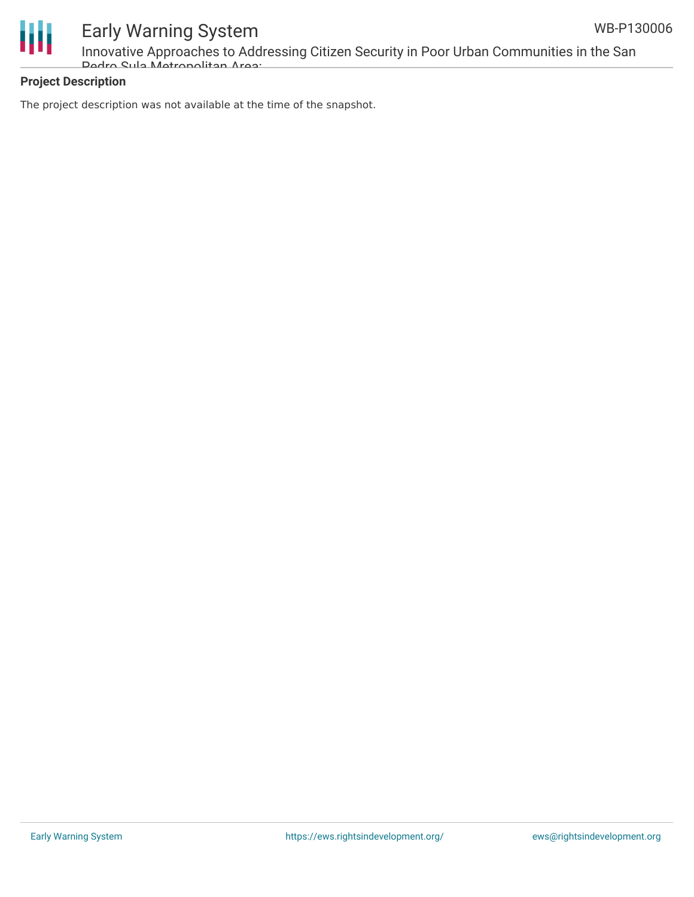## Project Description

The project description was not available at the time of the snapshot.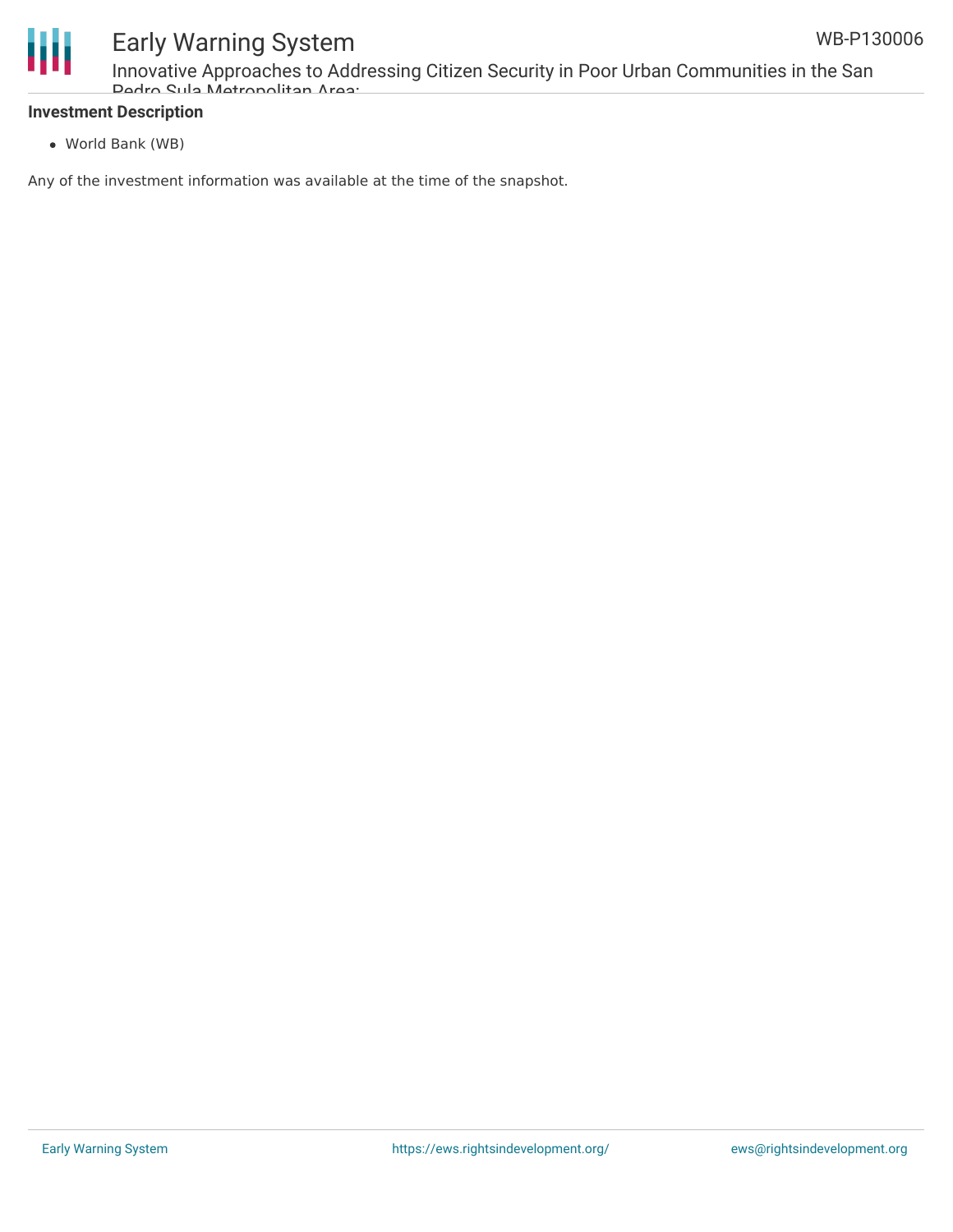### Investment Description

- World Bank (WB)

Any of the investment information was available at the time of the snapshot.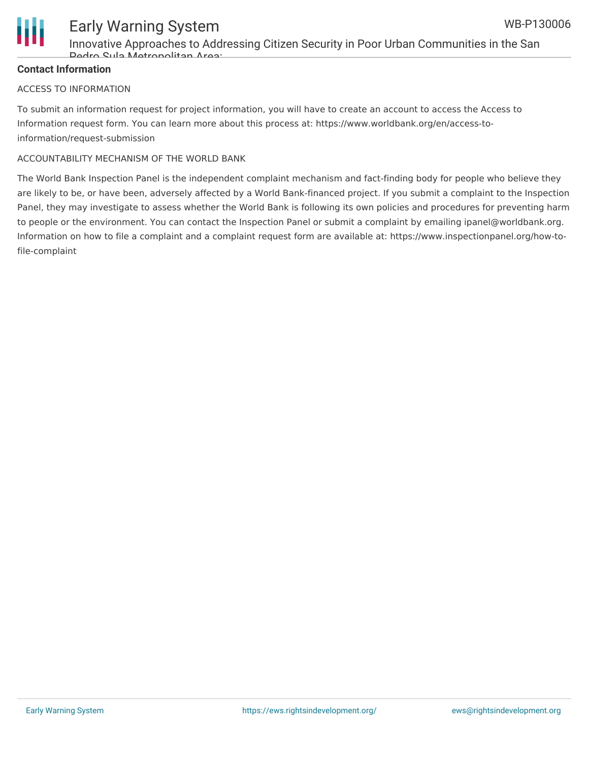**Contact Information**

ACCESS TO INFORMATION

To submit an information request for project information, you will have to create an account to access the Access to Information request form. You can learn more about this process at: https://www.worldbank.org/en/access-to-information/request-submission

ACCOUNTABILITY MECHANISM OF THE WORLD BANK

The World Bank Inspection Panel is the independent complaint mechanism and fact-finding body for people who believe they are likely to be, or have been, adversely affected by a World Bank-financed project. If you submit a complaint to the Inspection Panel, they may investigate to assess whether the World Bank is following its own policies and procedures for preventing harm to people or the environment. You can contact the Inspection Panel or submit a complaint by emailing ipanel@worldbank.org. Information on how to file a complaint and a complaint request form are available at: https://www.inspectionpanel.org/how-to-file-complaint